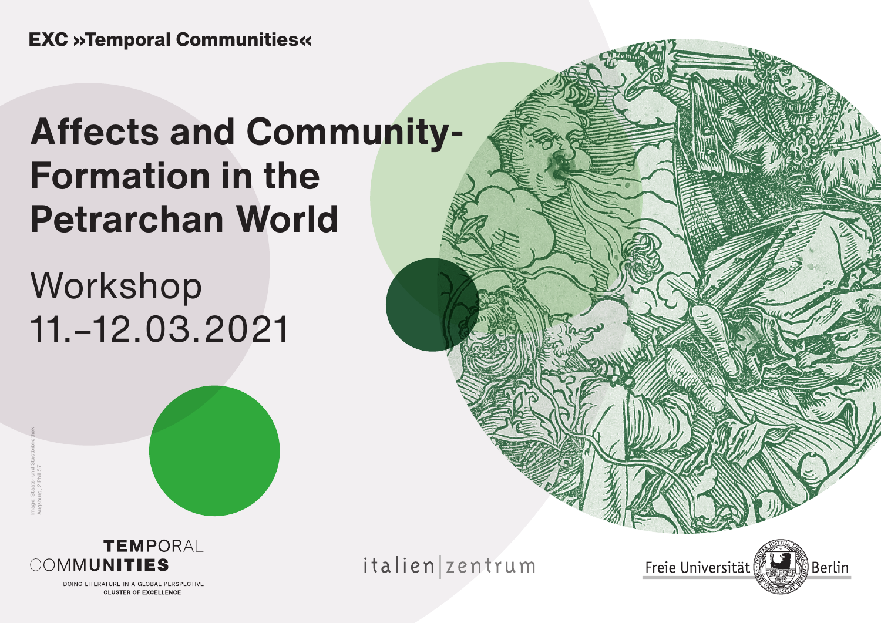EXC »Temporal Communities«

# Affects and Community-Formation in the Petrarchan World

## Workshop
## 11.–12.03.2021

Image: Staats- und Stadtbibliothek Augsburg, 2 Phil 57

TEMPORAL COMMUNITIES
DOING LITERATURE IN A GLOBAL PERSPECTIVE
CLUSTER OF EXCELLENCE

italien|zentrum

Freie Universität Berlin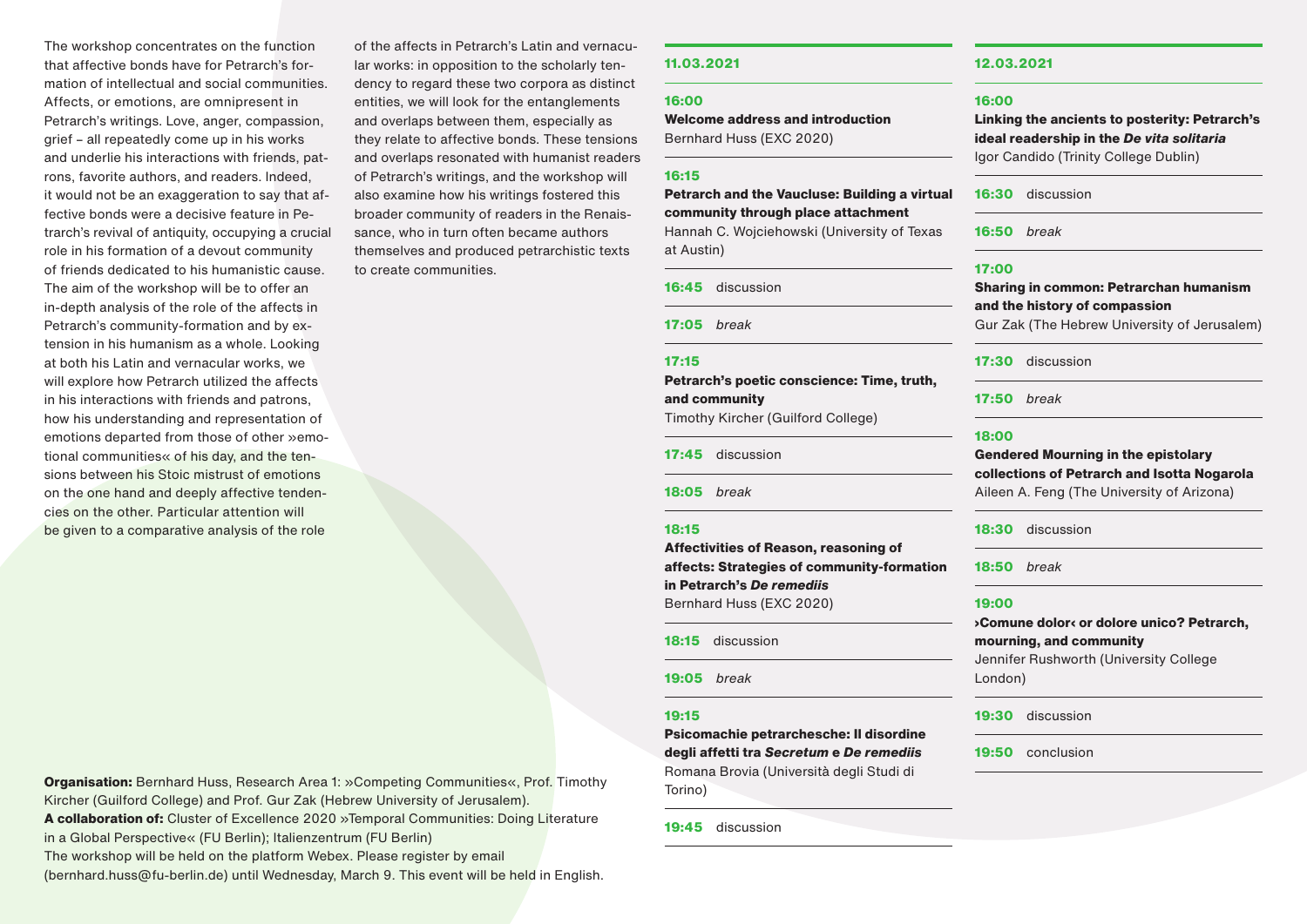The workshop concentrates on the function that affective bonds have for Petrarch's formation of intellectual and social communities. Affects, or emotions, are omnipresent in Petrarch's writings. Love, anger, compassion, grief – all repeatedly come up in his works and underlie his interactions with friends, patrons, favorite authors, and readers. Indeed, it would not be an exaggeration to say that affective bonds were a decisive feature in Petrarch's revival of antiquity, occupying a crucial role in his formation of a devout community of friends dedicated to his humanistic cause. The aim of the workshop will be to offer an in-depth analysis of the role of the affects in Petrarch's community-formation and by extension in his humanism as a whole. Looking at both his Latin and vernacular works, we will explore how Petrarch utilized the affects in his interactions with friends and patrons, how his understanding and representation of emotions departed from those of other »emotional communities« of his day, and the tensions between his Stoic mistrust of emotions on the one hand and deeply affective tendencies on the other. Particular attention will be given to a comparative analysis of the role of the affects in Petrarch's Latin and vernacular works: in opposition to the scholarly tendency to regard these two corpora as distinct entities, we will look for the entanglements and overlaps between them, especially as they relate to affective bonds. These tensions and overlaps resonated with humanist readers of Petrarch's writings, and the workshop will also examine how his writings fostered this broader community of readers in the Renaissance, who in turn often became authors themselves and produced petrarchistic texts to create communities.

**Organisation:** Bernhard Huss, Research Area 1: »Competing Communities«, Prof. Timothy Kircher (Guilford College) and Prof. Gur Zak (Hebrew University of Jerusalem).
**A collaboration of:** Cluster of Excellence 2020 »Temporal Communities: Doing Literature in a Global Perspective« (FU Berlin); Italienzentrum (FU Berlin)
The workshop will be held on the platform Webex. Please register by email (bernhard.huss@fu-berlin.de) until Wednesday, March 9. This event will be held in English.

## 11.03.2021

**16:00**
**Welcome address and introduction**
Bernhard Huss (EXC 2020)

**16:15**
**Petrarch and the Vaucluse: Building a virtual community through place attachment**
Hannah C. Wojciehowski (University of Texas at Austin)

**16:45** discussion

**17:05** *break*

**17:15**
**Petrarch's poetic conscience: Time, truth, and community**
Timothy Kircher (Guilford College)

**17:45** discussion

**18:05** *break*

**18:15**
**Affectivities of Reason, reasoning of affects: Strategies of community-formation in Petrarch's *De remediis***
Bernhard Huss (EXC 2020)

**18:15** discussion

**19:05** *break*

**19:15**
**Psicomachie petrarchesche: Il disordine degli affetti tra *Secretum* e *De remediis***
Romana Brovia (Università degli Studi di Torino)

**19:45** discussion

## 12.03.2021

**16:00**
**Linking the ancients to posterity: Petrarch's ideal readership in the *De vita solitaria***
Igor Candido (Trinity College Dublin)

**16:30** discussion

**16:50** *break*

**17:00**
**Sharing in common: Petrarchan humanism and the history of compassion**
Gur Zak (The Hebrew University of Jerusalem)

**17:30** discussion

**17:50** *break*

**18:00**
**Gendered Mourning in the epistolary collections of Petrarch and Isotta Nogarola**
Aileen A. Feng (The University of Arizona)

**18:30** discussion

**18:50** *break*

**19:00**
**›Comune dolor‹ or dolore unico? Petrarch, mourning, and community**
Jennifer Rushworth (University College London)

**19:30** discussion

**19:50** conclusion